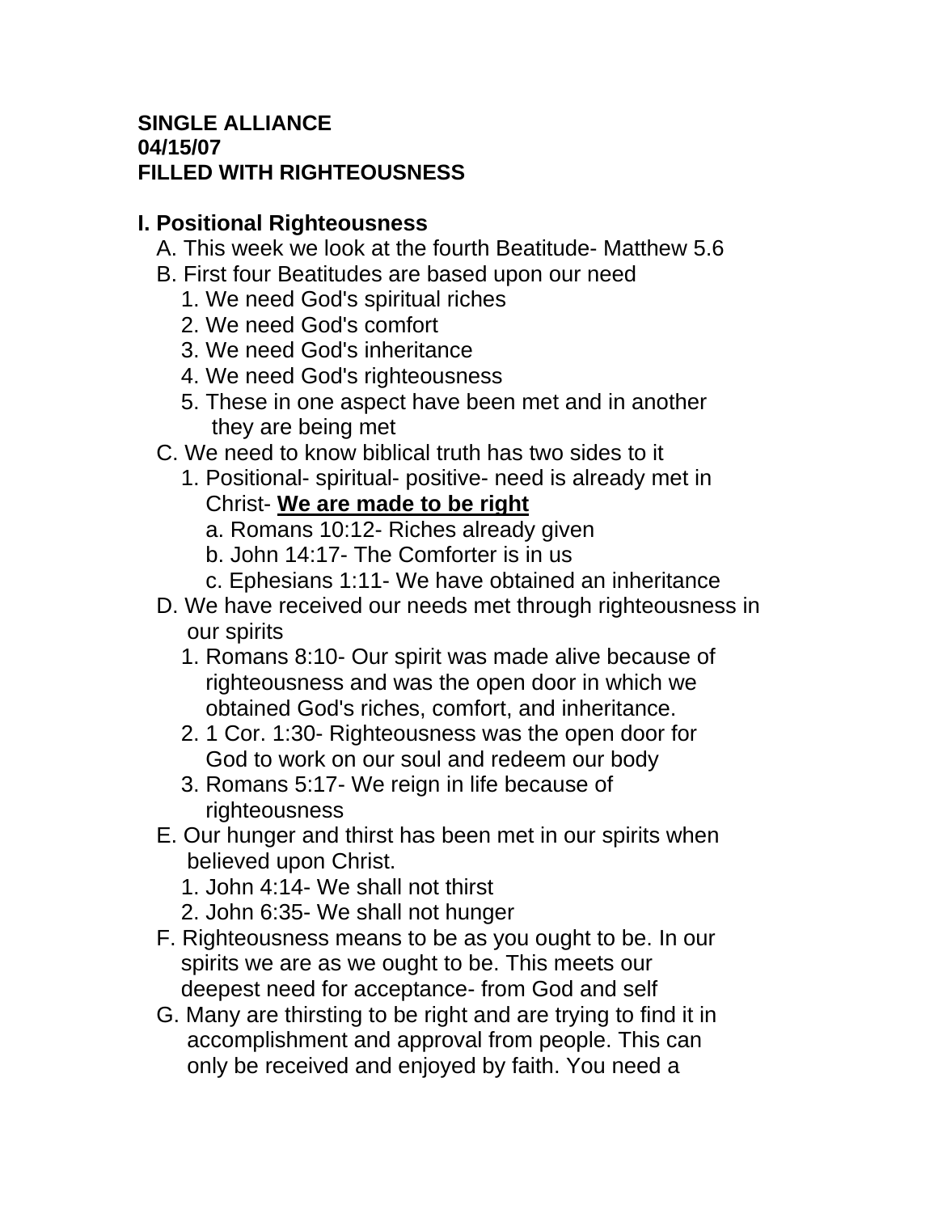**SINGLE ALLIANCE**
**04/15/07**
**FILLED WITH RIGHTEOUSNESS**

## I. Positional Righteousness

- A. This week we look at the fourth Beatitude- Matthew 5.6
- B. First four Beatitudes are based upon our need
  1. We need God's spiritual riches
  2. We need God's comfort
  3. We need God's inheritance
  4. We need God's righteousness
  5. These in one aspect have been met and in another they are being met
- C. We need to know biblical truth has two sides to it
  1. Positional- spiritual- positive- need is already met in Christ- <u>**We are made to be right**</u>
     - a. Romans 10:12- Riches already given
     - b. John 14:17- The Comforter is in us
     - c. Ephesians 1:11- We have obtained an inheritance
- D. We have received our needs met through righteousness in our spirits
  1. Romans 8:10- Our spirit was made alive because of righteousness and was the open door in which we obtained God's riches, comfort, and inheritance.
  2. 1 Cor. 1:30- Righteousness was the open door for God to work on our soul and redeem our body
  3. Romans 5:17- We reign in life because of righteousness
- E. Our hunger and thirst has been met in our spirits when believed upon Christ.
  1. John 4:14- We shall not thirst
  2. John 6:35- We shall not hunger
- F. Righteousness means to be as you ought to be. In our spirits we are as we ought to be. This meets our deepest need for acceptance- from God and self
- G. Many are thirsting to be right and are trying to find it in accomplishment and approval from people. This can only be received and enjoyed by faith. You need a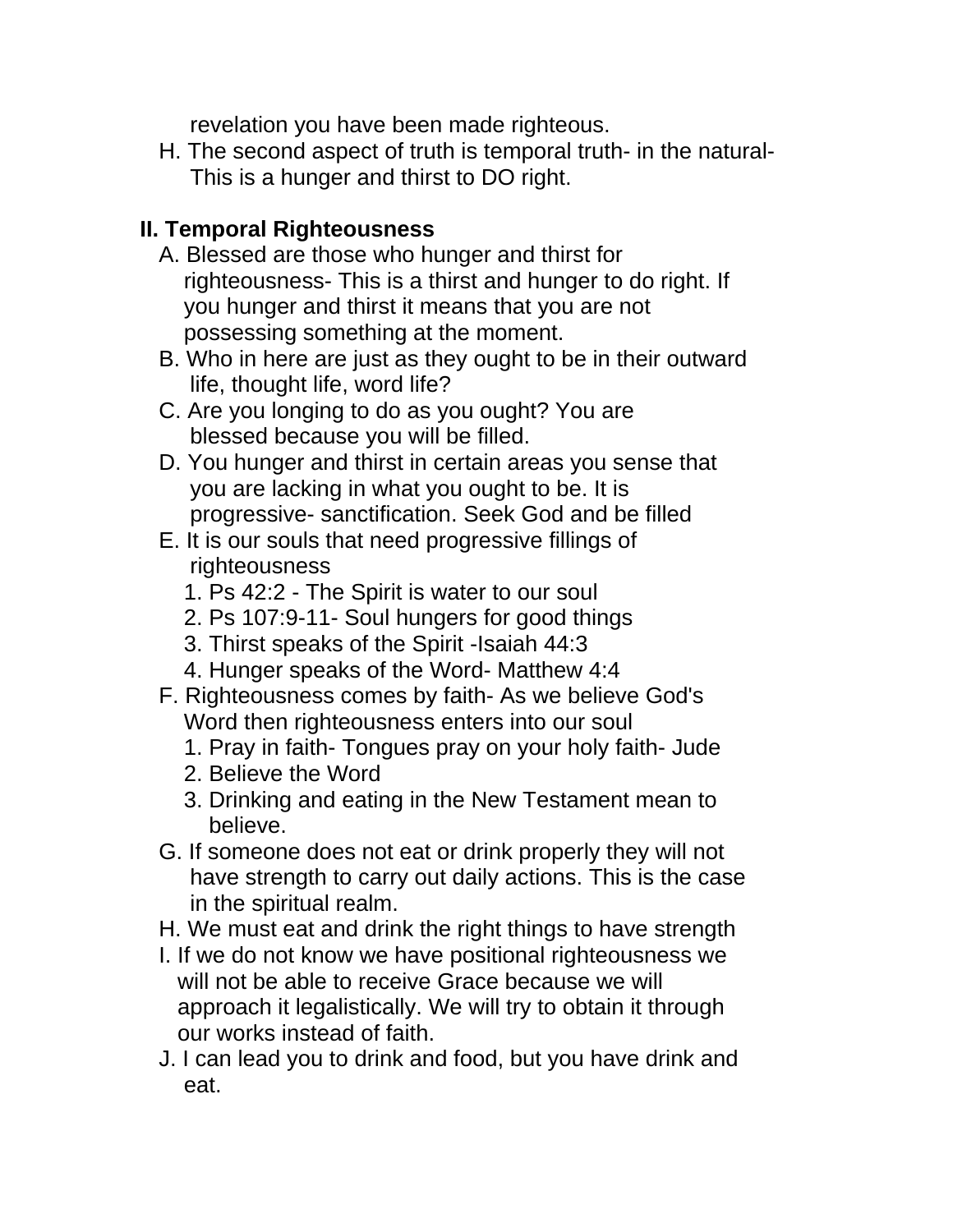revelation you have been made righteous.

H. The second aspect of truth is temporal truth- in the natural- This is a hunger and thirst to DO right.

**II. Temporal Righteousness**

A. Blessed are those who hunger and thirst for righteousness- This is a thirst and hunger to do right. If you hunger and thirst it means that you are not possessing something at the moment.

B. Who in here are just as they ought to be in their outward life, thought life, word life?

C. Are you longing to do as you ought? You are blessed because you will be filled.

D. You hunger and thirst in certain areas you sense that you are lacking in what you ought to be. It is progressive- sanctification. Seek God and be filled

E. It is our souls that need progressive fillings of righteousness

1. Ps 42:2 - The Spirit is water to our soul
2. Ps 107:9-11- Soul hungers for good things
3. Thirst speaks of the Spirit -Isaiah 44:3
4. Hunger speaks of the Word- Matthew 4:4

F. Righteousness comes by faith- As we believe God's Word then righteousness enters into our soul

1. Pray in faith- Tongues pray on your holy faith- Jude
2. Believe the Word
3. Drinking and eating in the New Testament mean to believe.

G. If someone does not eat or drink properly they will not have strength to carry out daily actions. This is the case in the spiritual realm.

H. We must eat and drink the right things to have strength

I. If we do not know we have positional righteousness we will not be able to receive Grace because we will approach it legalistically. We will try to obtain it through our works instead of faith.

J. I can lead you to drink and food, but you have drink and eat.